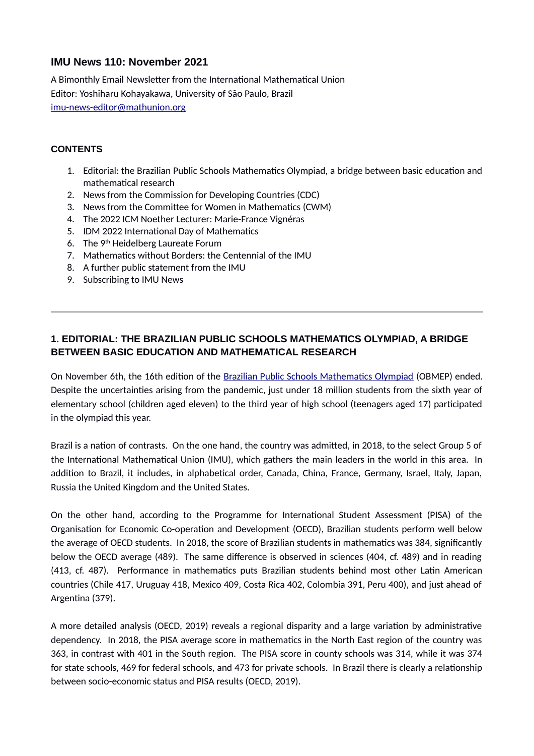# IMU News 110: November 2021

A Bimonthly Email Newsletter from the International Mathematical Union
Editor: Yoshiharu Kohayakawa, University of São Paulo, Brazil
[imu-news-editor@mathunion.org](mailto:imu-news-editor@mathunion.org)

## CONTENTS

1. Editorial: the Brazilian Public Schools Mathematics Olympiad, a bridge between basic education and mathematical research
2. News from the Commission for Developing Countries (CDC)
3. News from the Committee for Women in Mathematics (CWM)
4. The 2022 ICM Noether Lecturer: Marie-France Vignéras
5. IDM 2022 International Day of Mathematics
6. The 9th Heidelberg Laureate Forum
7. Mathematics without Borders: the Centennial of the IMU
8. A further public statement from the IMU
9. Subscribing to IMU News

---

## 1. EDITORIAL: THE BRAZILIAN PUBLIC SCHOOLS MATHEMATICS OLYMPIAD, A BRIDGE BETWEEN BASIC EDUCATION AND MATHEMATICAL RESEARCH

On November 6th, the 16th edition of the Brazilian Public Schools Mathematics Olympiad (OBMEP) ended. Despite the uncertainties arising from the pandemic, just under 18 million students from the sixth year of elementary school (children aged eleven) to the third year of high school (teenagers aged 17) participated in the olympiad this year.

Brazil is a nation of contrasts. On the one hand, the country was admitted, in 2018, to the select Group 5 of the International Mathematical Union (IMU), which gathers the main leaders in the world in this area. In addition to Brazil, it includes, in alphabetical order, Canada, China, France, Germany, Israel, Italy, Japan, Russia the United Kingdom and the United States.

On the other hand, according to the Programme for International Student Assessment (PISA) of the Organisation for Economic Co-operation and Development (OECD), Brazilian students perform well below the average of OECD students. In 2018, the score of Brazilian students in mathematics was 384, significantly below the OECD average (489). The same difference is observed in sciences (404, cf. 489) and in reading (413, cf. 487). Performance in mathematics puts Brazilian students behind most other Latin American countries (Chile 417, Uruguay 418, Mexico 409, Costa Rica 402, Colombia 391, Peru 400), and just ahead of Argentina (379).

A more detailed analysis (OECD, 2019) reveals a regional disparity and a large variation by administrative dependency. In 2018, the PISA average score in mathematics in the North East region of the country was 363, in contrast with 401 in the South region. The PISA score in county schools was 314, while it was 374 for state schools, 469 for federal schools, and 473 for private schools. In Brazil there is clearly a relationship between socio-economic status and PISA results (OECD, 2019).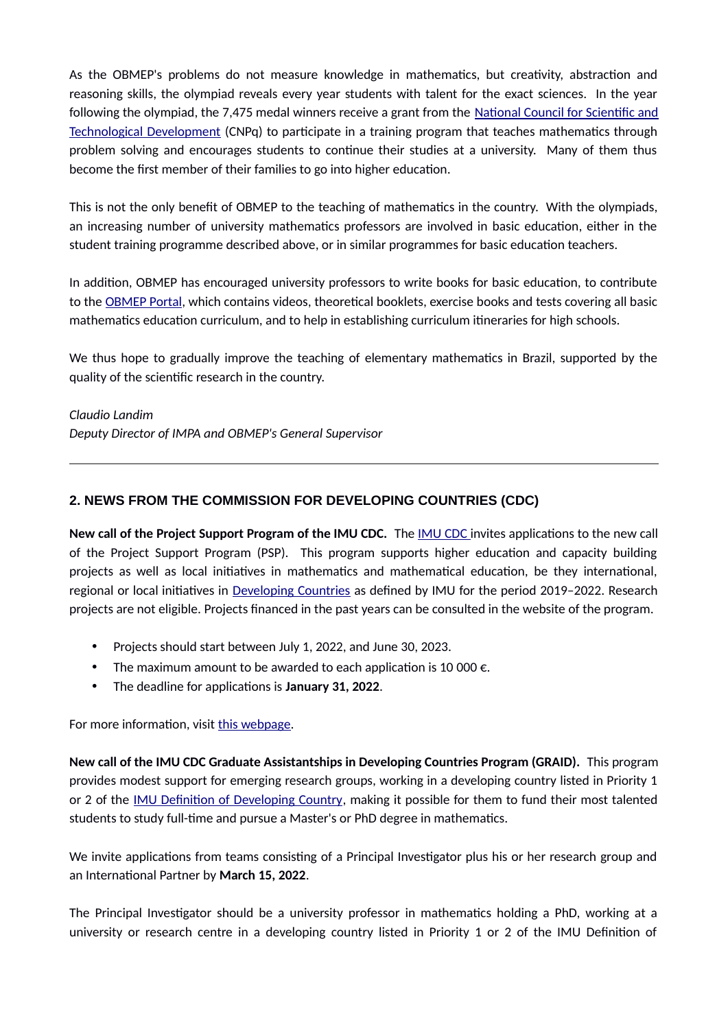As the OBMEP's problems do not measure knowledge in mathematics, but creativity, abstraction and reasoning skills, the olympiad reveals every year students with talent for the exact sciences. In the year following the olympiad, the 7,475 medal winners receive a grant from the National Council for Scientific and Technological Development (CNPq) to participate in a training program that teaches mathematics through problem solving and encourages students to continue their studies at a university. Many of them thus become the first member of their families to go into higher education.

This is not the only benefit of OBMEP to the teaching of mathematics in the country. With the olympiads, an increasing number of university mathematics professors are involved in basic education, either in the student training programme described above, or in similar programmes for basic education teachers.

In addition, OBMEP has encouraged university professors to write books for basic education, to contribute to the OBMEP Portal, which contains videos, theoretical booklets, exercise books and tests covering all basic mathematics education curriculum, and to help in establishing curriculum itineraries for high schools.

We thus hope to gradually improve the teaching of elementary mathematics in Brazil, supported by the quality of the scientific research in the country.

*Claudio Landim*
*Deputy Director of IMPA and OBMEP's General Supervisor*

---

## 2. NEWS FROM THE COMMISSION FOR DEVELOPING COUNTRIES (CDC)

**New call of the Project Support Program of the IMU CDC.** The IMU CDC invites applications to the new call of the Project Support Program (PSP). This program supports higher education and capacity building projects as well as local initiatives in mathematics and mathematical education, be they international, regional or local initiatives in Developing Countries as defined by IMU for the period 2019–2022. Research projects are not eligible. Projects financed in the past years can be consulted in the website of the program.

- Projects should start between July 1, 2022, and June 30, 2023.
- The maximum amount to be awarded to each application is 10 000 €.
- The deadline for applications is **January 31, 2022**.

For more information, visit this webpage.

**New call of the IMU CDC Graduate Assistantships in Developing Countries Program (GRAID).** This program provides modest support for emerging research groups, working in a developing country listed in Priority 1 or 2 of the IMU Definition of Developing Country, making it possible for them to fund their most talented students to study full-time and pursue a Master's or PhD degree in mathematics.

We invite applications from teams consisting of a Principal Investigator plus his or her research group and an International Partner by **March 15, 2022**.

The Principal Investigator should be a university professor in mathematics holding a PhD, working at a university or research centre in a developing country listed in Priority 1 or 2 of the IMU Definition of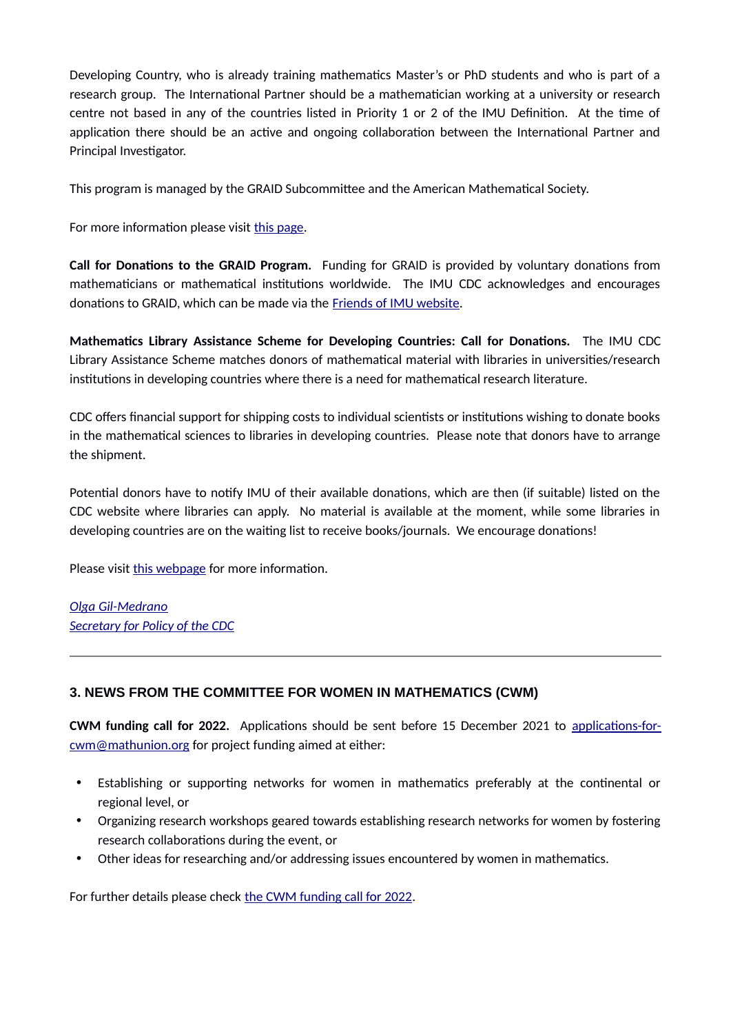Developing Country, who is already training mathematics Master's or PhD students and who is part of a research group. The International Partner should be a mathematician working at a university or research centre not based in any of the countries listed in Priority 1 or 2 of the IMU Definition. At the time of application there should be an active and ongoing collaboration between the International Partner and Principal Investigator.

This program is managed by the GRAID Subcommittee and the American Mathematical Society.

For more information please visit this page.

**Call for Donations to the GRAID Program.** Funding for GRAID is provided by voluntary donations from mathematicians or mathematical institutions worldwide. The IMU CDC acknowledges and encourages donations to GRAID, which can be made via the Friends of IMU website.

**Mathematics Library Assistance Scheme for Developing Countries: Call for Donations.** The IMU CDC Library Assistance Scheme matches donors of mathematical material with libraries in universities/research institutions in developing countries where there is a need for mathematical research literature.

CDC offers financial support for shipping costs to individual scientists or institutions wishing to donate books in the mathematical sciences to libraries in developing countries. Please note that donors have to arrange the shipment.

Potential donors have to notify IMU of their available donations, which are then (if suitable) listed on the CDC website where libraries can apply. No material is available at the moment, while some libraries in developing countries are on the waiting list to receive books/journals. We encourage donations!

Please visit this webpage for more information.

*Olga Gil-Medrano*
*Secretary for Policy of the CDC*

---

### 3. NEWS FROM THE COMMITTEE FOR WOMEN IN MATHEMATICS (CWM)

**CWM funding call for 2022.** Applications should be sent before 15 December 2021 to applications-for-cwm@mathunion.org for project funding aimed at either:

- Establishing or supporting networks for women in mathematics preferably at the continental or regional level, or
- Organizing research workshops geared towards establishing research networks for women by fostering research collaborations during the event, or
- Other ideas for researching and/or addressing issues encountered by women in mathematics.

For further details please check the CWM funding call for 2022.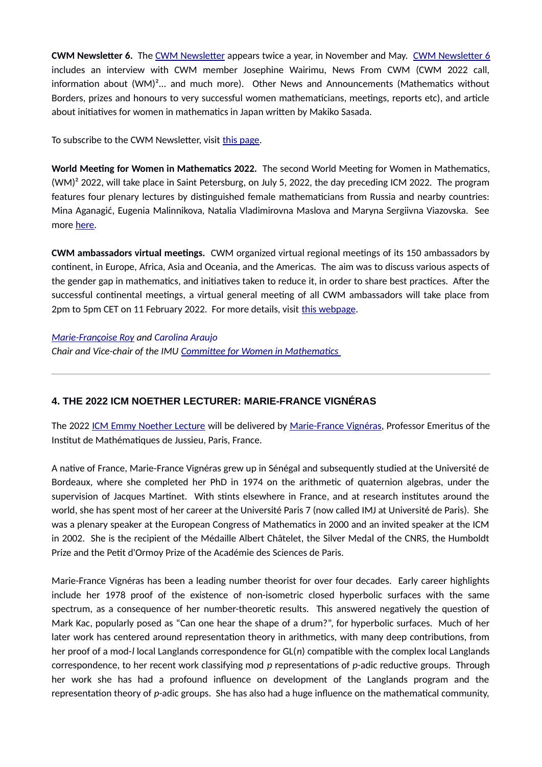**CWM Newsletter 6.** The CWM Newsletter appears twice a year, in November and May. CWM Newsletter 6 includes an interview with CWM member Josephine Wairimu, News From CWM (CWM 2022 call, information about (WM)²... and much more). Other News and Announcements (Mathematics without Borders, prizes and honours to very successful women mathematicians, meetings, reports etc), and article about initiatives for women in mathematics in Japan written by Makiko Sasada.

To subscribe to the CWM Newsletter, visit this page.

**World Meeting for Women in Mathematics 2022.** The second World Meeting for Women in Mathematics, (WM)² 2022, will take place in Saint Petersburg, on July 5, 2022, the day preceding ICM 2022. The program features four plenary lectures by distinguished female mathematicians from Russia and nearby countries: Mina Aganagić, Eugenia Malinnikova, Natalia Vladimirovna Maslova and Maryna Sergiivna Viazovska. See more here.

**CWM ambassadors virtual meetings.** CWM organized virtual regional meetings of its 150 ambassadors by continent, in Europe, Africa, Asia and Oceania, and the Americas. The aim was to discuss various aspects of the gender gap in mathematics, and initiatives taken to reduce it, in order to share best practices. After the successful continental meetings, a virtual general meeting of all CWM ambassadors will take place from 2pm to 5pm CET on 11 February 2022. For more details, visit this webpage.

*Marie-Françoise Roy and Carolina Araujo*
*Chair and Vice-chair of the IMU Committee for Women in Mathematics*

---

## 4. THE 2022 ICM NOETHER LECTURER: MARIE-FRANCE VIGNÉRAS

The 2022 ICM Emmy Noether Lecture will be delivered by Marie-France Vignéras, Professor Emeritus of the Institut de Mathématiques de Jussieu, Paris, France.

A native of France, Marie-France Vignéras grew up in Sénégal and subsequently studied at the Université de Bordeaux, where she completed her PhD in 1974 on the arithmetic of quaternion algebras, under the supervision of Jacques Martinet. With stints elsewhere in France, and at research institutes around the world, she has spent most of her career at the Université Paris 7 (now called IMJ at Université de Paris). She was a plenary speaker at the European Congress of Mathematics in 2000 and an invited speaker at the ICM in 2002. She is the recipient of the Médaille Albert Châtelet, the Silver Medal of the CNRS, the Humboldt Prize and the Petit d'Ormoy Prize of the Académie des Sciences de Paris.

Marie-France Vignéras has been a leading number theorist for over four decades. Early career highlights include her 1978 proof of the existence of non-isometric closed hyperbolic surfaces with the same spectrum, as a consequence of her number-theoretic results. This answered negatively the question of Mark Kac, popularly posed as “Can one hear the shape of a drum?”, for hyperbolic surfaces. Much of her later work has centered around representation theory in arithmetics, with many deep contributions, from her proof of a mod-$l$ local Langlands correspondence for GL($n$) compatible with the complex local Langlands correspondence, to her recent work classifying mod $p$ representations of $p$-adic reductive groups. Through her work she has had a profound influence on development of the Langlands program and the representation theory of $p$-adic groups. She has also had a huge influence on the mathematical community,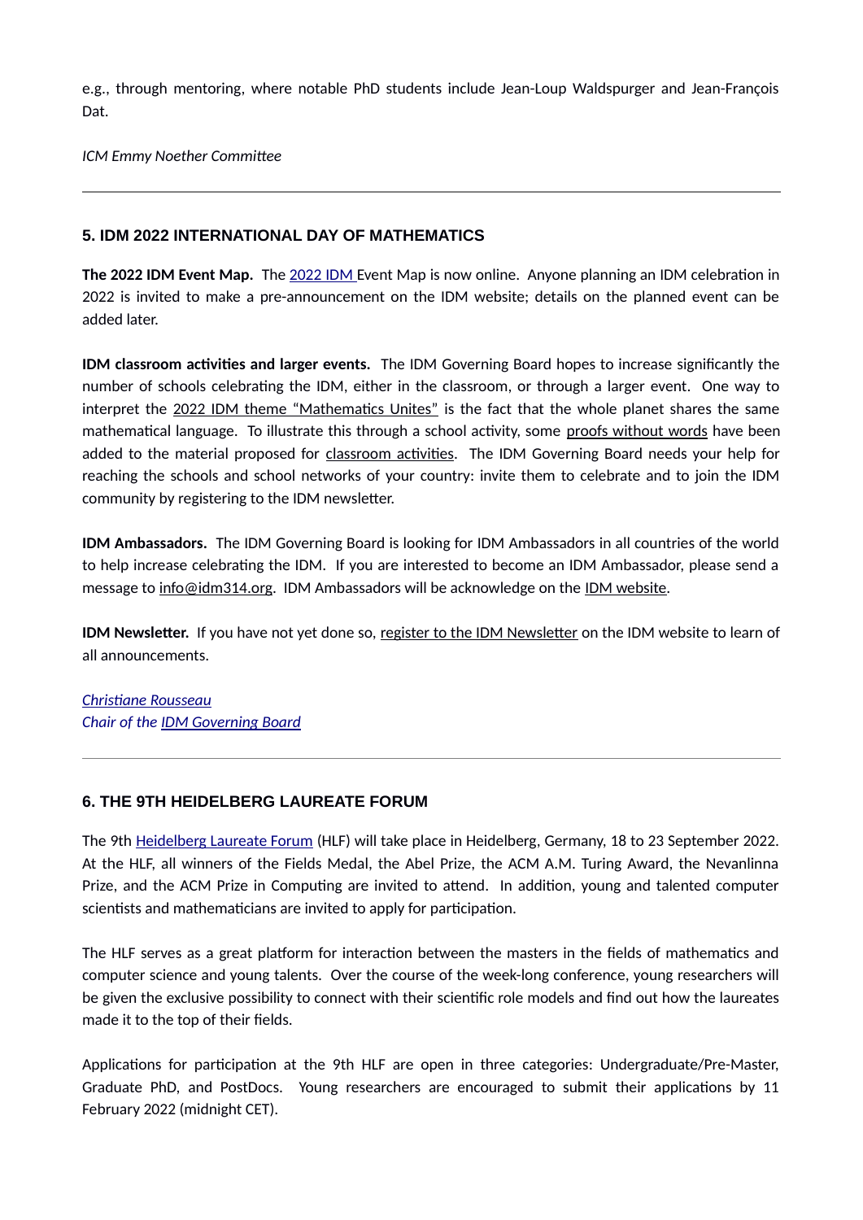e.g., through mentoring, where notable PhD students include Jean-Loup Waldspurger and Jean-François Dat.

*ICM Emmy Noether Committee*

---

## 5. IDM 2022 INTERNATIONAL DAY OF MATHEMATICS

**The 2022 IDM Event Map.** The 2022 IDM Event Map is now online. Anyone planning an IDM celebration in 2022 is invited to make a pre-announcement on the IDM website; details on the planned event can be added later.

**IDM classroom activities and larger events.** The IDM Governing Board hopes to increase significantly the number of schools celebrating the IDM, either in the classroom, or through a larger event. One way to interpret the 2022 IDM theme "Mathematics Unites" is the fact that the whole planet shares the same mathematical language. To illustrate this through a school activity, some proofs without words have been added to the material proposed for classroom activities. The IDM Governing Board needs your help for reaching the schools and school networks of your country: invite them to celebrate and to join the IDM community by registering to the IDM newsletter.

**IDM Ambassadors.** The IDM Governing Board is looking for IDM Ambassadors in all countries of the world to help increase celebrating the IDM. If you are interested to become an IDM Ambassador, please send a message to info@idm314.org. IDM Ambassadors will be acknowledge on the IDM website.

**IDM Newsletter.** If you have not yet done so, register to the IDM Newsletter on the IDM website to learn of all announcements.

*Christiane Rousseau*
*Chair of the IDM Governing Board*

---

## 6. THE 9TH HEIDELBERG LAUREATE FORUM

The 9th Heidelberg Laureate Forum (HLF) will take place in Heidelberg, Germany, 18 to 23 September 2022. At the HLF, all winners of the Fields Medal, the Abel Prize, the ACM A.M. Turing Award, the Nevanlinna Prize, and the ACM Prize in Computing are invited to attend. In addition, young and talented computer scientists and mathematicians are invited to apply for participation.

The HLF serves as a great platform for interaction between the masters in the fields of mathematics and computer science and young talents. Over the course of the week-long conference, young researchers will be given the exclusive possibility to connect with their scientific role models and find out how the laureates made it to the top of their fields.

Applications for participation at the 9th HLF are open in three categories: Undergraduate/Pre-Master, Graduate PhD, and PostDocs. Young researchers are encouraged to submit their applications by 11 February 2022 (midnight CET).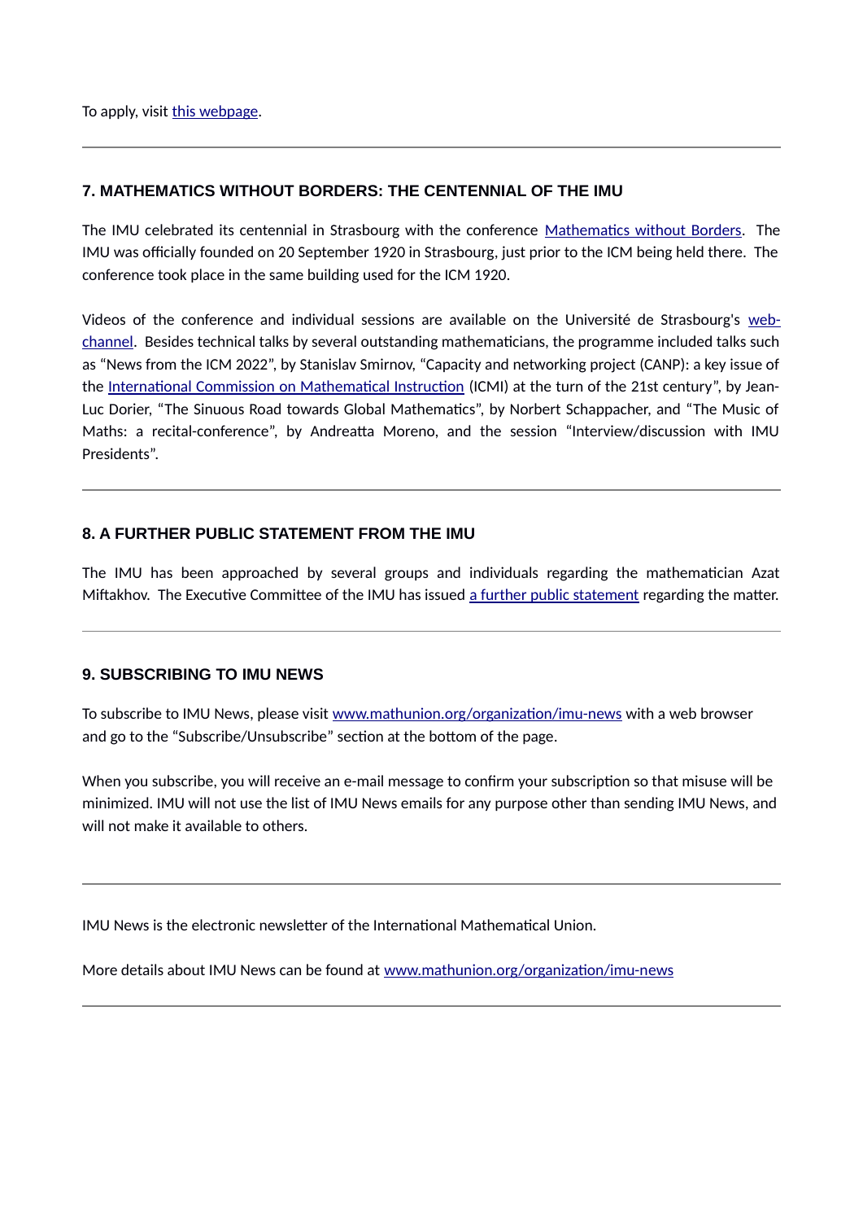To apply, visit this webpage.

---

## 7. MATHEMATICS WITHOUT BORDERS: THE CENTENNIAL OF THE IMU

The IMU celebrated its centennial in Strasbourg with the conference Mathematics without Borders. The IMU was officially founded on 20 September 1920 in Strasbourg, just prior to the ICM being held there. The conference took place in the same building used for the ICM 1920.

Videos of the conference and individual sessions are available on the Université de Strasbourg's web-channel. Besides technical talks by several outstanding mathematicians, the programme included talks such as "News from the ICM 2022", by Stanislav Smirnov, "Capacity and networking project (CANP): a key issue of the International Commission on Mathematical Instruction (ICMI) at the turn of the 21st century", by Jean-Luc Dorier, "The Sinuous Road towards Global Mathematics", by Norbert Schappacher, and "The Music of Maths: a recital-conference", by Andreatta Moreno, and the session "Interview/discussion with IMU Presidents".

---

## 8. A FURTHER PUBLIC STATEMENT FROM THE IMU

The IMU has been approached by several groups and individuals regarding the mathematician Azat Miftakhov. The Executive Committee of the IMU has issued a further public statement regarding the matter.

---

## 9. SUBSCRIBING TO IMU NEWS

To subscribe to IMU News, please visit www.mathunion.org/organization/imu-news with a web browser and go to the "Subscribe/Unsubscribe" section at the bottom of the page.

When you subscribe, you will receive an e-mail message to confirm your subscription so that misuse will be minimized. IMU will not use the list of IMU News emails for any purpose other than sending IMU News, and will not make it available to others.

---

IMU News is the electronic newsletter of the International Mathematical Union.

More details about IMU News can be found at www.mathunion.org/organization/imu-news

---